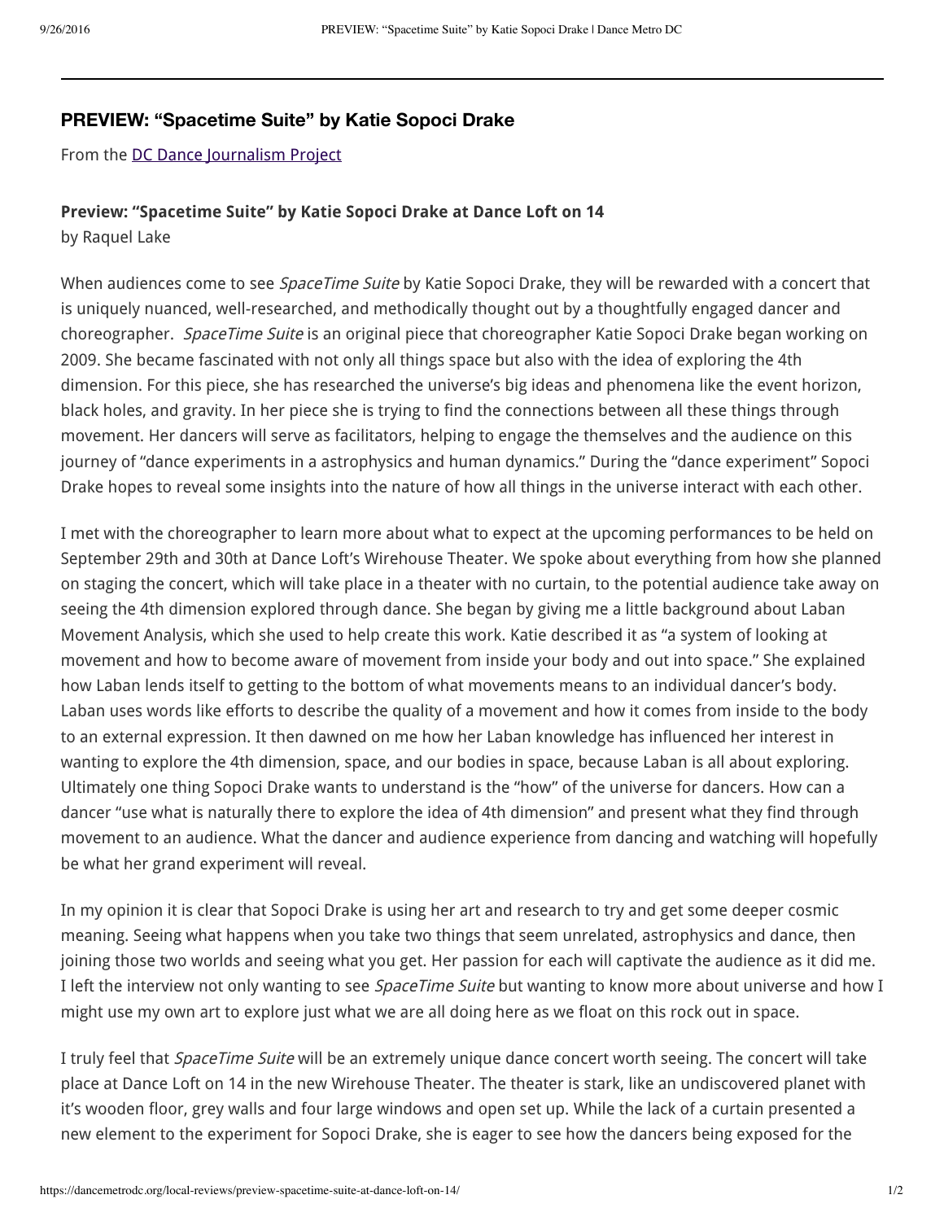## PREVIEW: "Spacetime Suite" by Katie Sopoci Drake

From the DC Dance Journalism Project

**Preview: "Spacetime Suite" by Katie Sopoci Drake at Dance Loft on 14**

by Raquel Lake

When audiences come to see *SpaceTime Suite* by Katie Sopoci Drake, they will be rewarded with a concert that is uniquely nuanced, well-researched, and methodically thought out by a thoughtfully engaged dancer and choreographer. *SpaceTime Suite* is an original piece that choreographer Katie Sopoci Drake began working on 2009. She became fascinated with not only all things space but also with the idea of exploring the 4th dimension. For this piece, she has researched the universe's big ideas and phenomena like the event horizon, black holes, and gravity. In her piece she is trying to find the connections between all these things through movement. Her dancers will serve as facilitators, helping to engage the themselves and the audience on this journey of "dance experiments in a astrophysics and human dynamics." During the "dance experiment" Sopoci Drake hopes to reveal some insights into the nature of how all things in the universe interact with each other.

I met with the choreographer to learn more about what to expect at the upcoming performances to be held on September 29th and 30th at Dance Loft's Wirehouse Theater. We spoke about everything from how she planned on staging the concert, which will take place in a theater with no curtain, to the potential audience take away on seeing the 4th dimension explored through dance. She began by giving me a little background about Laban Movement Analysis, which she used to help create this work. Katie described it as "a system of looking at movement and how to become aware of movement from inside your body and out into space." She explained how Laban lends itself to getting to the bottom of what movements means to an individual dancer's body. Laban uses words like efforts to describe the quality of a movement and how it comes from inside to the body to an external expression. It then dawned on me how her Laban knowledge has influenced her interest in wanting to explore the 4th dimension, space, and our bodies in space, because Laban is all about exploring. Ultimately one thing Sopoci Drake wants to understand is the "how" of the universe for dancers. How can a dancer "use what is naturally there to explore the idea of 4th dimension" and present what they find through movement to an audience. What the dancer and audience experience from dancing and watching will hopefully be what her grand experiment will reveal.

In my opinion it is clear that Sopoci Drake is using her art and research to try and get some deeper cosmic meaning. Seeing what happens when you take two things that seem unrelated, astrophysics and dance, then joining those two worlds and seeing what you get. Her passion for each will captivate the audience as it did me. I left the interview not only wanting to see *SpaceTime Suite* but wanting to know more about universe and how I might use my own art to explore just what we are all doing here as we float on this rock out in space.

I truly feel that *SpaceTime Suite* will be an extremely unique dance concert worth seeing. The concert will take place at Dance Loft on 14 in the new Wirehouse Theater. The theater is stark, like an undiscovered planet with it's wooden floor, grey walls and four large windows and open set up. While the lack of a curtain presented a new element to the experiment for Sopoci Drake, she is eager to see how the dancers being exposed for the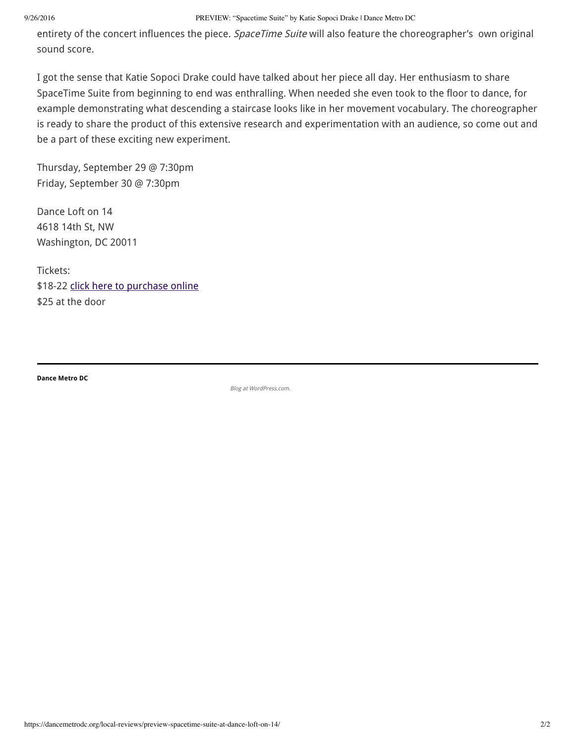entirety of the concert influences the piece. *SpaceTime Suite* will also feature the choreographer's own original sound score.

I got the sense that Katie Sopoci Drake could have talked about her piece all day. Her enthusiasm to share SpaceTime Suite from beginning to end was enthralling. When needed she even took to the floor to dance, for example demonstrating what descending a staircase looks like in her movement vocabulary. The choreographer is ready to share the product of this extensive research and experimentation with an audience, so come out and be a part of these exciting new experiment.

Thursday, September 29 @ 7:30pm
Friday, September 30 @ 7:30pm

Dance Loft on 14
4618 14th St, NW
Washington, DC 20011

Tickets:
$18-22 click here to purchase online
$25 at the door

---

**Dance Metro DC**

*Blog at WordPress.com.*